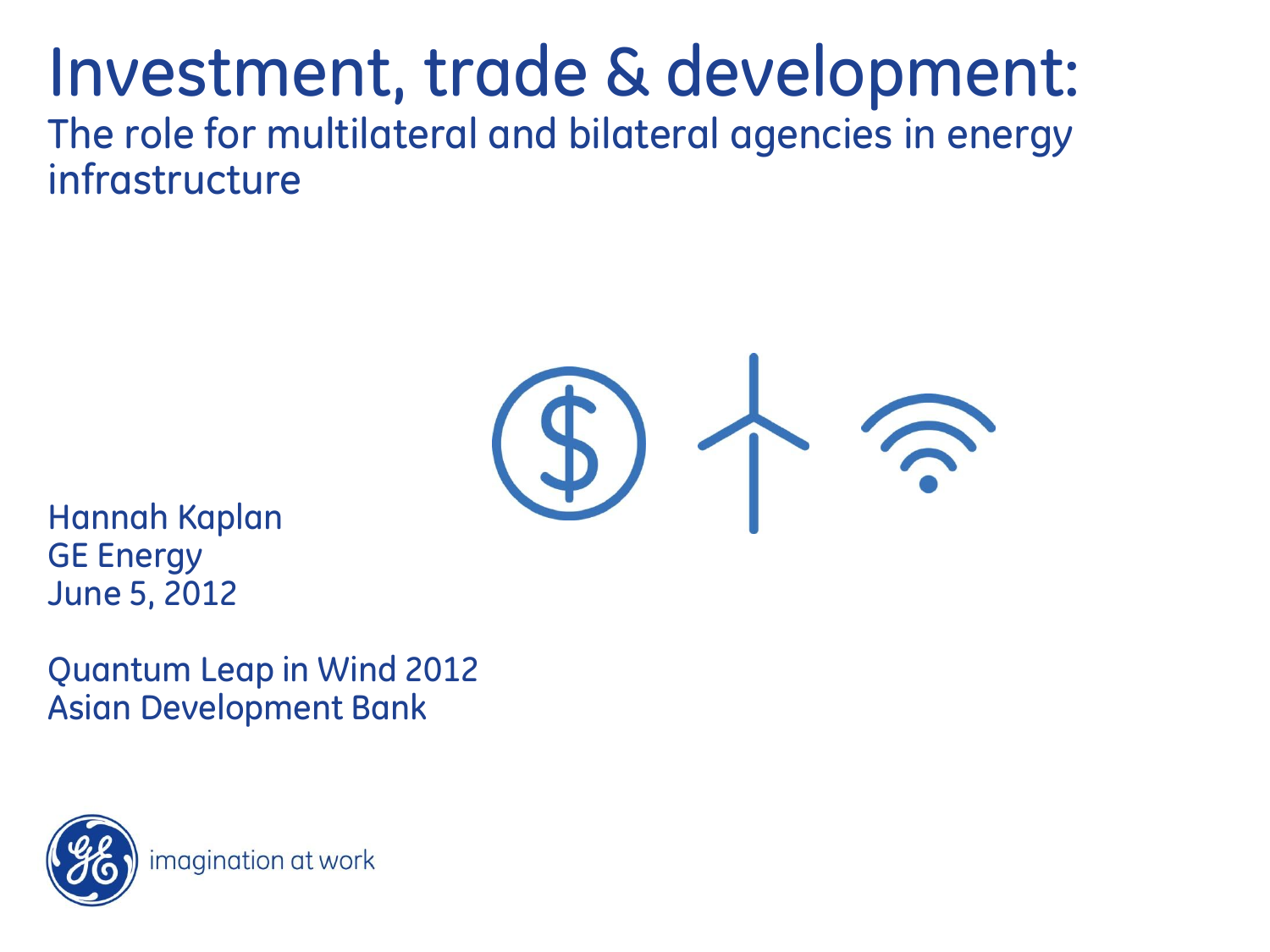# Investment, trade & development:

## The role for multilateral and bilateral agencies in energy infrastructure

Hannah Kaplan
GE Energy
June 5, 2012

Quantum Leap in Wind 2012
Asian Development Bank

imagination at work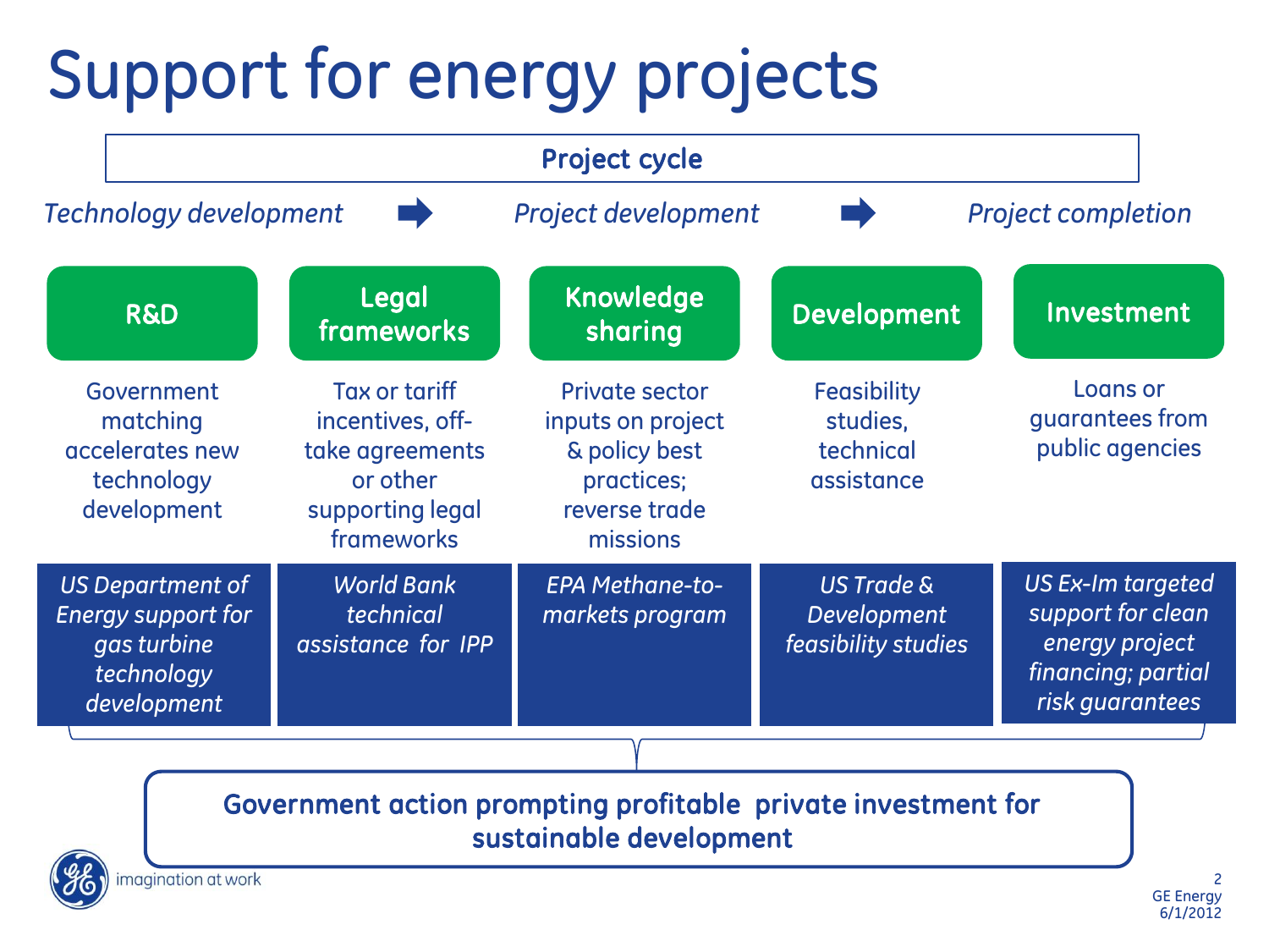# Support for energy projects

**Project cycle**

*Technology development* ➡ *Project development* ➡ *Project completion*

| R&D | Legal frameworks | Knowledge sharing | Development | Investment |
|---|---|---|---|---|
| Government matching accelerates new technology development | Tax or tariff incentives, off-take agreements or other supporting legal frameworks | Private sector inputs on project & policy best practices; reverse trade missions | Feasibility studies, technical assistance | Loans or guarantees from public agencies |
| *US Department of Energy support for gas turbine technology development* | *World Bank technical assistance for IPP* | *EPA Methane-to-markets program* | *US Trade & Development feasibility studies* | *US Ex-Im targeted support for clean energy project financing; partial risk guarantees* |

**Government action prompting profitable private investment for sustainable development**

imagination at work

GE Energy
6/1/2012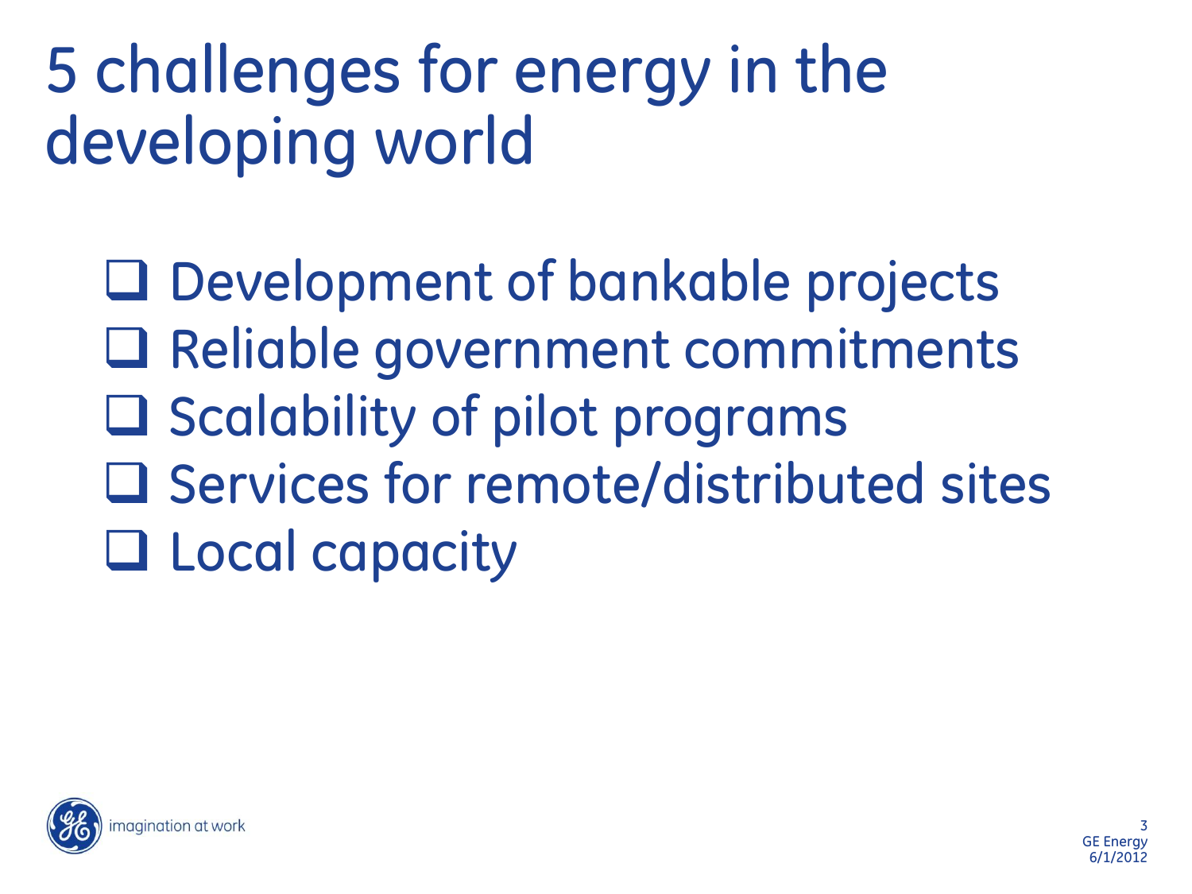# 5 challenges for energy in the developing world

- Development of bankable projects
- Reliable government commitments
- Scalability of pilot programs
- Services for remote/distributed sites
- Local capacity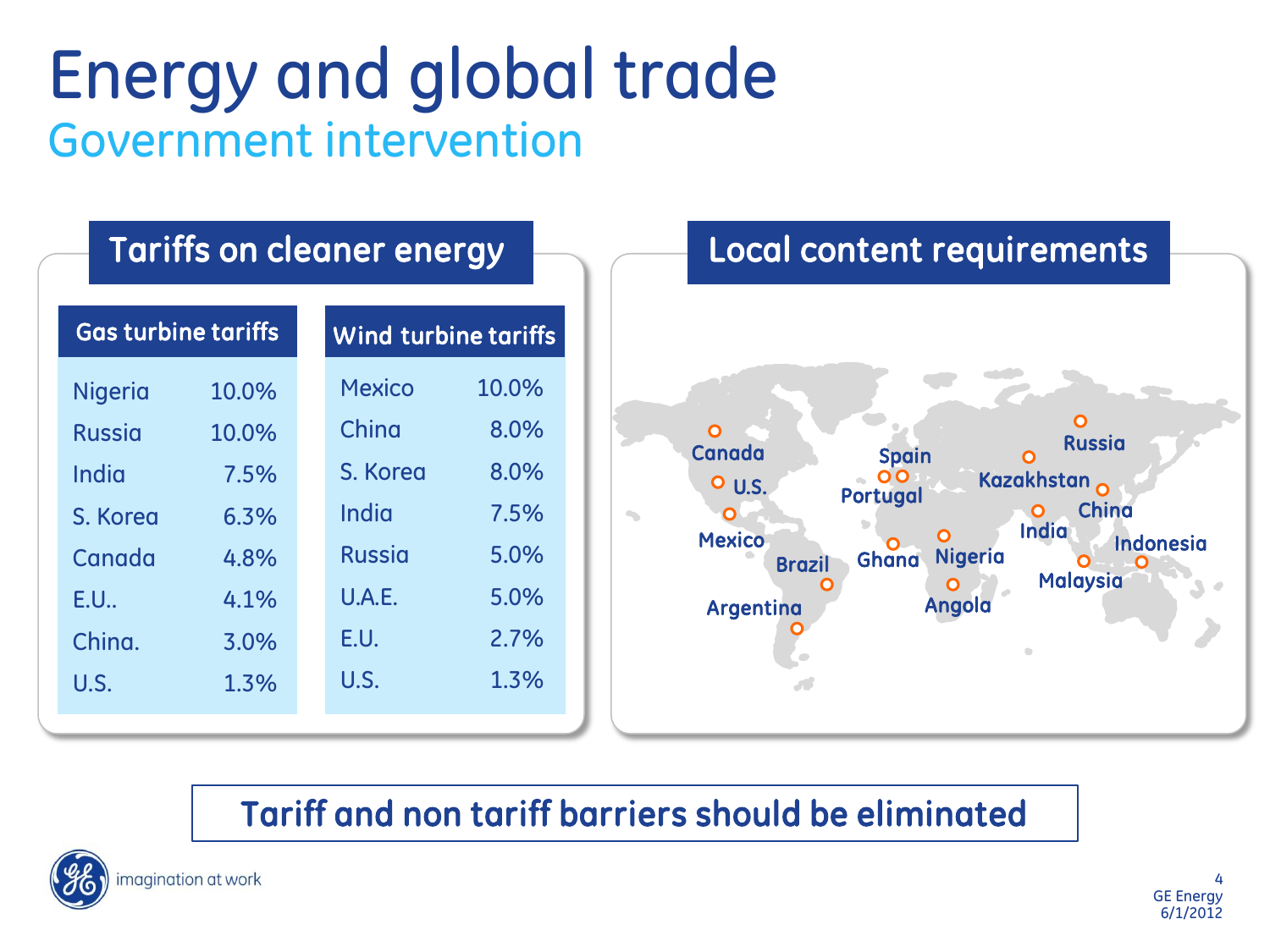# Energy and global trade

## Government intervention

### Tariffs on cleaner energy

| Gas turbine tariffs | |
|---|---|
| Nigeria | 10.0% |
| Russia | 10.0% |
| India | 7.5% |
| S. Korea | 6.3% |
| Canada | 4.8% |
| E.U.. | 4.1% |
| China. | 3.0% |
| U.S. | 1.3% |

| Wind turbine tariffs | |
|---|---|
| Mexico | 10.0% |
| China | 8.0% |
| S. Korea | 8.0% |
| India | 7.5% |
| Russia | 5.0% |
| U.A.E. | 5.0% |
| E.U. | 2.7% |
| U.S. | 1.3% |

### Local content requirements

Canada, U.S., Mexico, Brazil, Argentina, Spain, Portugal, Ghana, Nigeria, Angola, Russia, Kazakhstan, China, India, Indonesia, Malaysia

**Tariff and non tariff barriers should be eliminated**

imagination at work

GE Energy
6/1/2012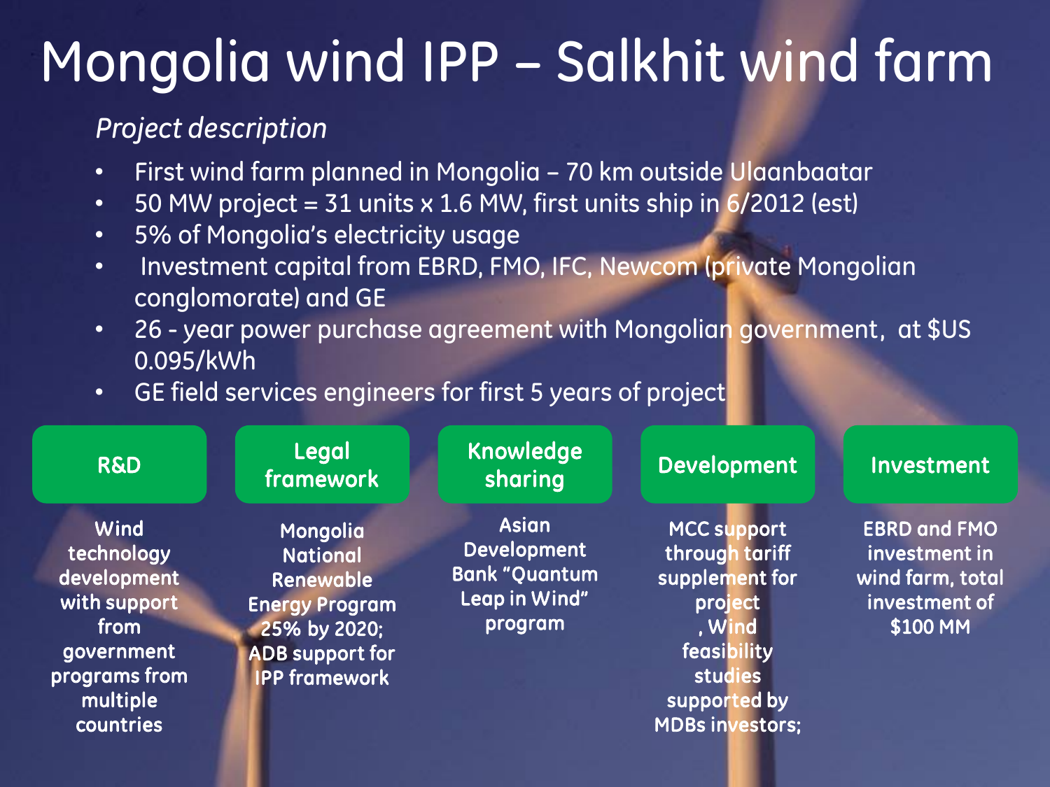# Mongolia wind IPP – Salkhit wind farm

*Project description*

- First wind farm planned in Mongolia – 70 km outside Ulaanbaatar
- 50 MW project = 31 units x 1.6 MW, first units ship in 6/2012 (est)
- 5% of Mongolia's electricity usage
- Investment capital from EBRD, FMO, IFC, Newcom (private Mongolian conglomorate) and GE
- 26 - year power purchase agreement with Mongolian government, at $US 0.095/kWh
- GE field services engineers for first 5 years of project

| R&D | Legal framework | Knowledge sharing | Development | Investment |
| --- | --- | --- | --- | --- |
| Wind technology development with support from government programs from multiple countries | Mongolia National Renewable Energy Program 25% by 2020; ADB support for IPP framework | Asian Development Bank "Quantum Leap in Wind" program | MCC support through tariff supplement for project , Wind feasibility studies supported by MDBs investors; | EBRD and FMO investment in wind farm, total investment of $100 MM |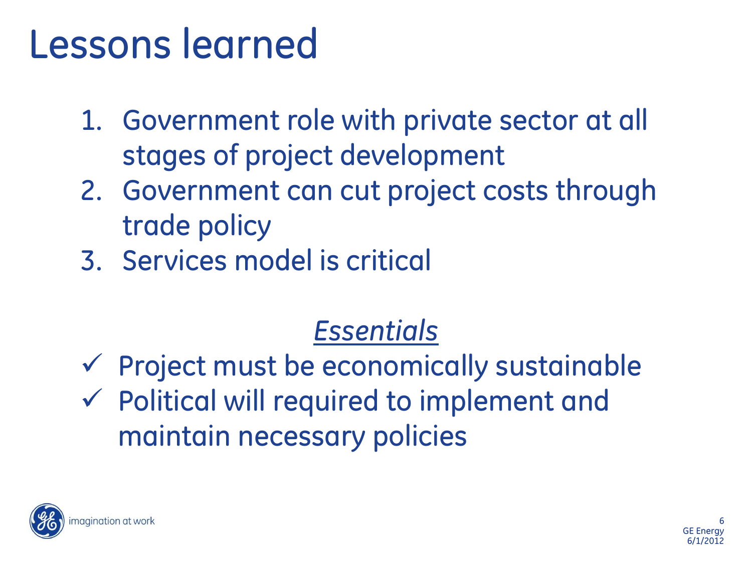# Lessons learned

1. Government role with private sector at all stages of project development
2. Government can cut project costs through trade policy
3. Services model is critical

*Essentials*

- ✓ Project must be economically sustainable
- ✓ Political will required to implement and maintain necessary policies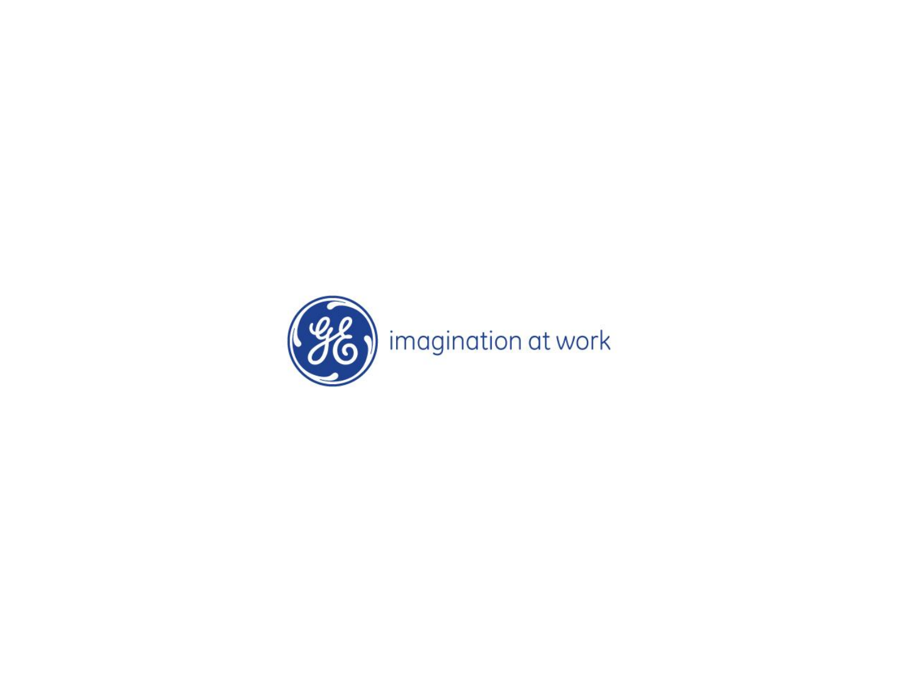imagination at work